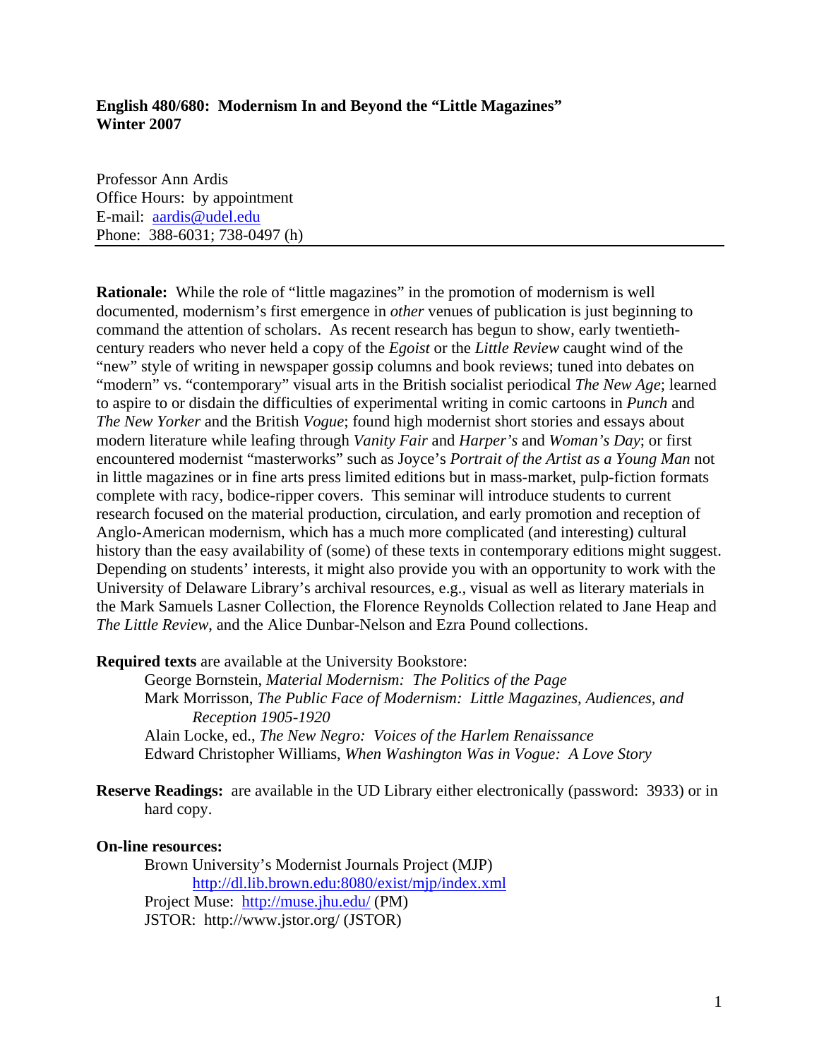**English 480/680: Modernism In and Beyond the "Little Magazines"**
**Winter 2007**

Professor Ann Ardis
Office Hours: by appointment
E-mail: [aardis@udel.edu](mailto:aardis@udel.edu)
Phone: 388-6031; 738-0497 (h)

---

**Rationale:** While the role of "little magazines" in the promotion of modernism is well documented, modernism's first emergence in *other* venues of publication is just beginning to command the attention of scholars. As recent research has begun to show, early twentieth-century readers who never held a copy of the *Egoist* or the *Little Review* caught wind of the "new" style of writing in newspaper gossip columns and book reviews; tuned into debates on "modern" vs. "contemporary" visual arts in the British socialist periodical *The New Age*; learned to aspire to or disdain the difficulties of experimental writing in comic cartoons in *Punch* and *The New Yorker* and the British *Vogue*; found high modernist short stories and essays about modern literature while leafing through *Vanity Fair* and *Harper's* and *Woman's Day*; or first encountered modernist "masterworks" such as Joyce's *Portrait of the Artist as a Young Man* not in little magazines or in fine arts press limited editions but in mass-market, pulp-fiction formats complete with racy, bodice-ripper covers. This seminar will introduce students to current research focused on the material production, circulation, and early promotion and reception of Anglo-American modernism, which has a much more complicated (and interesting) cultural history than the easy availability of (some) of these texts in contemporary editions might suggest. Depending on students' interests, it might also provide you with an opportunity to work with the University of Delaware Library's archival resources, e.g., visual as well as literary materials in the Mark Samuels Lasner Collection, the Florence Reynolds Collection related to Jane Heap and *The Little Review*, and the Alice Dunbar-Nelson and Ezra Pound collections.

**Required texts** are available at the University Bookstore:

- George Bornstein, *Material Modernism: The Politics of the Page*
- Mark Morrisson, *The Public Face of Modernism: Little Magazines, Audiences, and Reception 1905-1920*
- Alain Locke, ed., *The New Negro: Voices of the Harlem Renaissance*
- Edward Christopher Williams, *When Washington Was in Vogue: A Love Story*

**Reserve Readings:** are available in the UD Library either electronically (password: 3933) or in hard copy.

**On-line resources:**

- Brown University's Modernist Journals Project (MJP) [http://dl.lib.brown.edu:8080/exist/mjp/index.xml](http://dl.lib.brown.edu:8080/exist/mjp/index.xml)
- Project Muse: [http://muse.jhu.edu/](http://muse.jhu.edu/) (PM)
- JSTOR: http://www.jstor.org/ (JSTOR)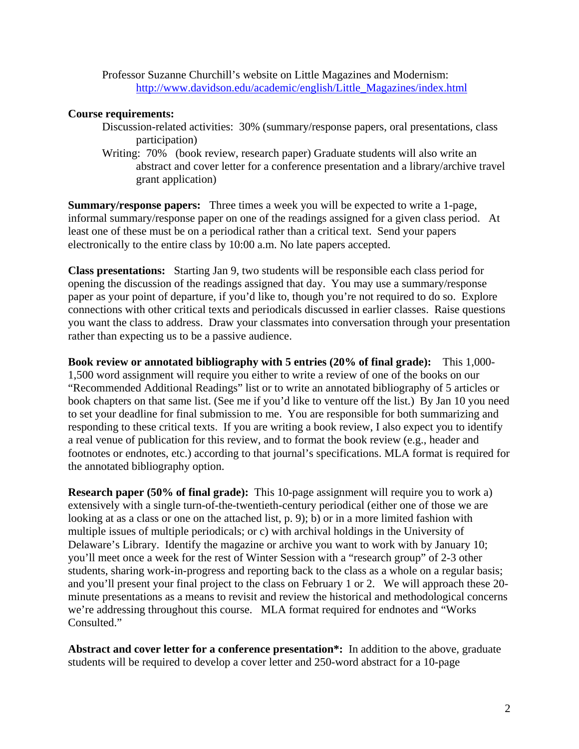Professor Suzanne Churchill's website on Little Magazines and Modernism: http://www.davidson.edu/academic/english/Little_Magazines/index.html

**Course requirements:**

Discussion-related activities: 30% (summary/response papers, oral presentations, class participation)

Writing: 70% (book review, research paper) Graduate students will also write an abstract and cover letter for a conference presentation and a library/archive travel grant application)

**Summary/response papers:** Three times a week you will be expected to write a 1-page, informal summary/response paper on one of the readings assigned for a given class period. At least one of these must be on a periodical rather than a critical text. Send your papers electronically to the entire class by 10:00 a.m. No late papers accepted.

**Class presentations:** Starting Jan 9, two students will be responsible each class period for opening the discussion of the readings assigned that day. You may use a summary/response paper as your point of departure, if you'd like to, though you're not required to do so. Explore connections with other critical texts and periodicals discussed in earlier classes. Raise questions you want the class to address. Draw your classmates into conversation through your presentation rather than expecting us to be a passive audience.

**Book review or annotated bibliography with 5 entries (20% of final grade):** This 1,000-1,500 word assignment will require you either to write a review of one of the books on our "Recommended Additional Readings" list or to write an annotated bibliography of 5 articles or book chapters on that same list. (See me if you'd like to venture off the list.) By Jan 10 you need to set your deadline for final submission to me. You are responsible for both summarizing and responding to these critical texts. If you are writing a book review, I also expect you to identify a real venue of publication for this review, and to format the book review (e.g., header and footnotes or endnotes, etc.) according to that journal's specifications. MLA format is required for the annotated bibliography option.

**Research paper (50% of final grade):** This 10-page assignment will require you to work a) extensively with a single turn-of-the-twentieth-century periodical (either one of those we are looking at as a class or one on the attached list, p. 9); b) or in a more limited fashion with multiple issues of multiple periodicals; or c) with archival holdings in the University of Delaware's Library. Identify the magazine or archive you want to work with by January 10; you'll meet once a week for the rest of Winter Session with a "research group" of 2-3 other students, sharing work-in-progress and reporting back to the class as a whole on a regular basis; and you'll present your final project to the class on February 1 or 2. We will approach these 20-minute presentations as a means to revisit and review the historical and methodological concerns we're addressing throughout this course. MLA format required for endnotes and "Works Consulted."

**Abstract and cover letter for a conference presentation\*:** In addition to the above, graduate students will be required to develop a cover letter and 250-word abstract for a 10-page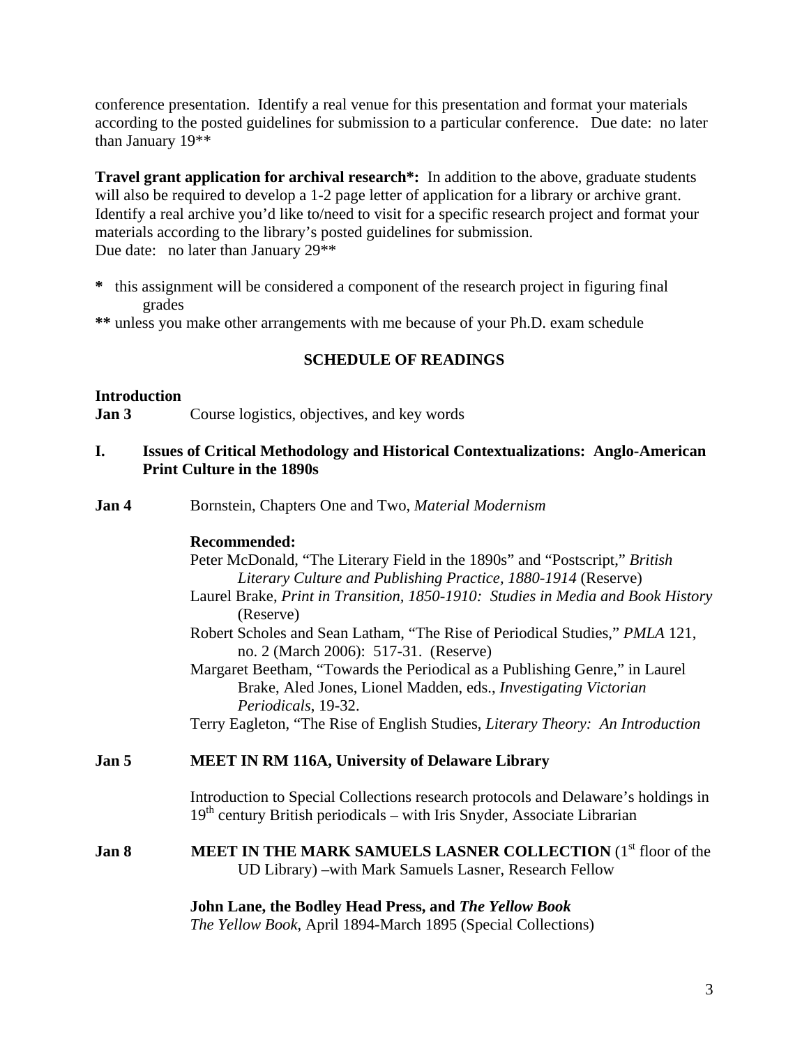conference presentation. Identify a real venue for this presentation and format your materials according to the posted guidelines for submission to a particular conference. Due date: no later than January 19**

**Travel grant application for archival research*:** In addition to the above, graduate students will also be required to develop a 1-2 page letter of application for a library or archive grant. Identify a real archive you'd like to/need to visit for a specific research project and format your materials according to the library's posted guidelines for submission.
Due date: no later than January 29**

**\*** this assignment will be considered a component of the research project in figuring final grades

**\*\*** unless you make other arrangements with me because of your Ph.D. exam schedule

## SCHEDULE OF READINGS

**Introduction**

**Jan 3** Course logistics, objectives, and key words

### I. Issues of Critical Methodology and Historical Contextualizations: Anglo-American Print Culture in the 1890s

**Jan 4** Bornstein, Chapters One and Two, *Material Modernism*

**Recommended:**

Peter McDonald, "The Literary Field in the 1890s" and "Postscript," *British Literary Culture and Publishing Practice, 1880-1914* (Reserve)

Laurel Brake, *Print in Transition, 1850-1910: Studies in Media and Book History* (Reserve)

Robert Scholes and Sean Latham, "The Rise of Periodical Studies," *PMLA* 121, no. 2 (March 2006): 517-31. (Reserve)

Margaret Beetham, "Towards the Periodical as a Publishing Genre," in Laurel Brake, Aled Jones, Lionel Madden, eds., *Investigating Victorian Periodicals*, 19-32.

Terry Eagleton, "The Rise of English Studies, *Literary Theory: An Introduction*

**Jan 5** **MEET IN RM 116A, University of Delaware Library**

Introduction to Special Collections research protocols and Delaware's holdings in 19th century British periodicals – with Iris Snyder, Associate Librarian

**Jan 8** **MEET IN THE MARK SAMUELS LASNER COLLECTION** (1st floor of the UD Library) –with Mark Samuels Lasner, Research Fellow

**John Lane, the Bodley Head Press, and *The Yellow Book***

*The Yellow Book*, April 1894-March 1895 (Special Collections)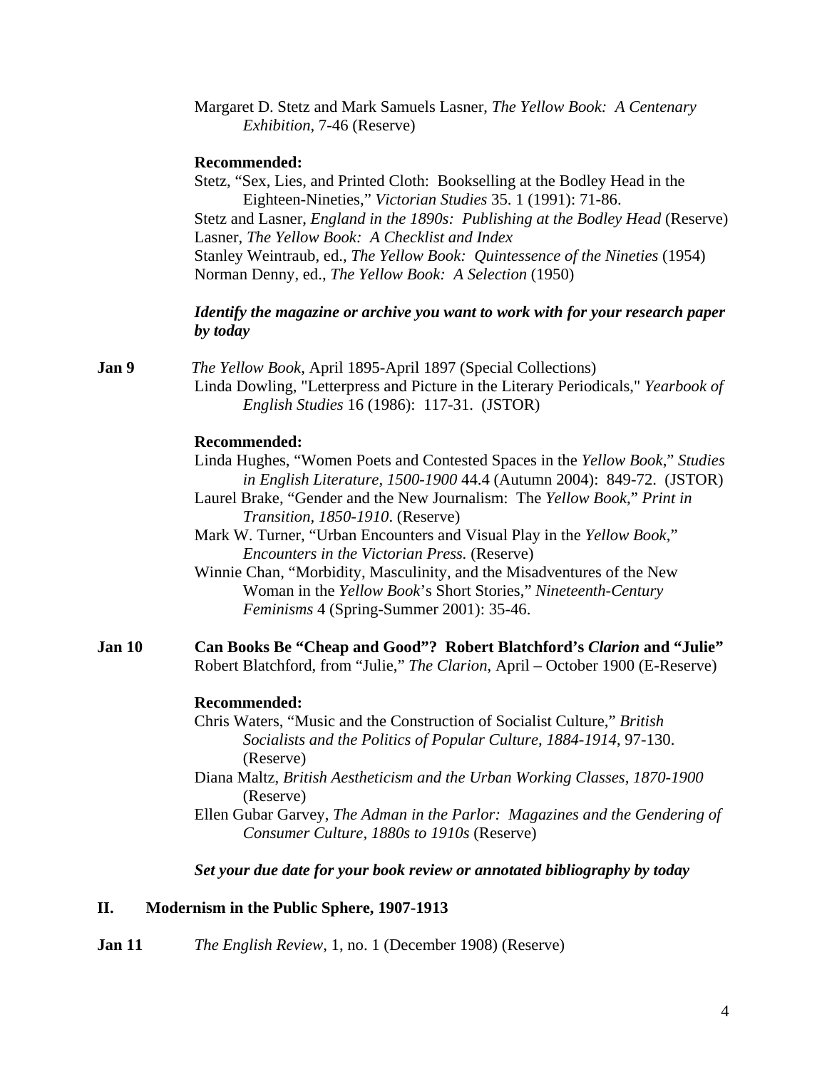Margaret D. Stetz and Mark Samuels Lasner, *The Yellow Book: A Centenary Exhibition*, 7-46 (Reserve)

**Recommended:**

Stetz, "Sex, Lies, and Printed Cloth: Bookselling at the Bodley Head in the Eighteen-Nineties," *Victorian Studies* 35. 1 (1991): 71-86.

Stetz and Lasner, *England in the 1890s: Publishing at the Bodley Head* (Reserve)

Lasner, *The Yellow Book: A Checklist and Index*

Stanley Weintraub, ed., *The Yellow Book: Quintessence of the Nineties* (1954)

Norman Denny, ed., *The Yellow Book: A Selection* (1950)

***Identify the magazine or archive you want to work with for your research paper by today***

**Jan 9** *The Yellow Book*, April 1895-April 1897 (Special Collections)

Linda Dowling, "Letterpress and Picture in the Literary Periodicals," *Yearbook of English Studies* 16 (1986): 117-31. (JSTOR)

**Recommended:**

Linda Hughes, "Women Poets and Contested Spaces in the *Yellow Book*," *Studies in English Literature, 1500-1900* 44.4 (Autumn 2004): 849-72. (JSTOR)

Laurel Brake, "Gender and the New Journalism: The *Yellow Book*," *Print in Transition, 1850-1910*. (Reserve)

Mark W. Turner, "Urban Encounters and Visual Play in the *Yellow Book*," *Encounters in the Victorian Press.* (Reserve)

Winnie Chan, "Morbidity, Masculinity, and the Misadventures of the New Woman in the *Yellow Book*'s Short Stories," *Nineteenth-Century Feminisms* 4 (Spring-Summer 2001): 35-46.

**Jan 10** **Can Books Be "Cheap and Good"? Robert Blatchford's *Clarion* and "Julie"**

Robert Blatchford, from "Julie," *The Clarion*, April – October 1900 (E-Reserve)

**Recommended:**

Chris Waters, "Music and the Construction of Socialist Culture," *British Socialists and the Politics of Popular Culture, 1884-1914*, 97-130. (Reserve)

Diana Maltz, *British Aestheticism and the Urban Working Classes, 1870-1900* (Reserve)

Ellen Gubar Garvey, *The Adman in the Parlor: Magazines and the Gendering of Consumer Culture, 1880s to 1910s* (Reserve)

***Set your due date for your book review or annotated bibliography by today***

## II. Modernism in the Public Sphere, 1907-1913

**Jan 11** *The English Review*, 1, no. 1 (December 1908) (Reserve)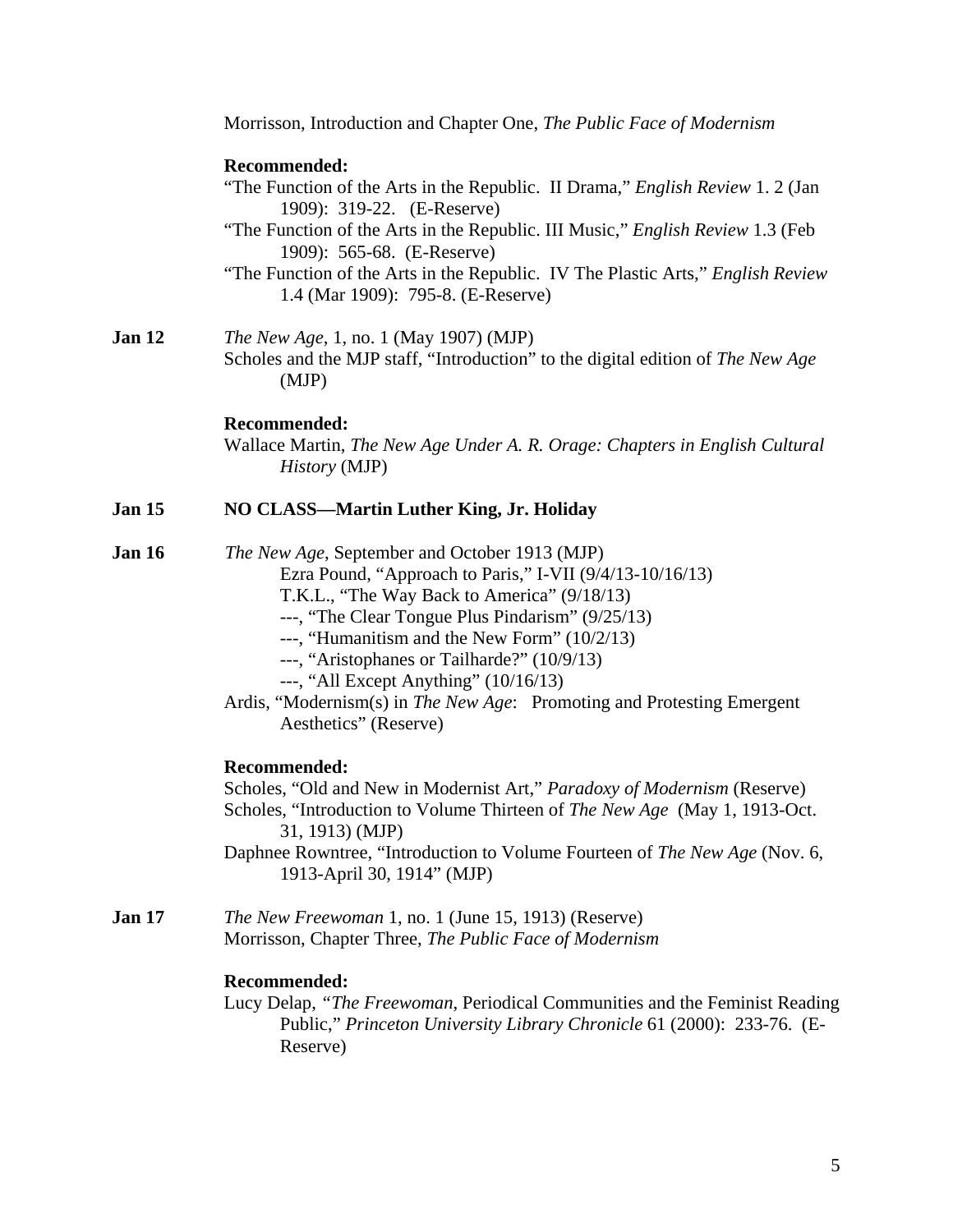Morrisson, Introduction and Chapter One, *The Public Face of Modernism*

**Recommended:**

"The Function of the Arts in the Republic. II Drama," *English Review* 1. 2 (Jan 1909): 319-22. (E-Reserve)

"The Function of the Arts in the Republic. III Music," *English Review* 1.3 (Feb 1909): 565-68. (E-Reserve)

"The Function of the Arts in the Republic. IV The Plastic Arts," *English Review* 1.4 (Mar 1909): 795-8. (E-Reserve)

**Jan 12** *The New Age*, 1, no. 1 (May 1907) (MJP)

Scholes and the MJP staff, "Introduction" to the digital edition of *The New Age* (MJP)

**Recommended:**

Wallace Martin, *The New Age Under A. R. Orage: Chapters in English Cultural History* (MJP)

**Jan 15** **NO CLASS—Martin Luther King, Jr. Holiday**

**Jan 16** *The New Age*, September and October 1913 (MJP)

- Ezra Pound, "Approach to Paris," I-VII (9/4/13-10/16/13)
- T.K.L., "The Way Back to America" (9/18/13)
- ---, "The Clear Tongue Plus Pindarism" (9/25/13)
- ---, "Humanitism and the New Form" (10/2/13)
- ---, "Aristophanes or Tailharde?" (10/9/13)
- ---, "All Except Anything" (10/16/13)

Ardis, "Modernism(s) in *The New Age*: Promoting and Protesting Emergent Aesthetics" (Reserve)

**Recommended:**

Scholes, "Old and New in Modernist Art," *Paradoxy of Modernism* (Reserve)

Scholes, "Introduction to Volume Thirteen of *The New Age* (May 1, 1913-Oct. 31, 1913) (MJP)

Daphnee Rowntree, "Introduction to Volume Fourteen of *The New Age* (Nov. 6, 1913-April 30, 1914" (MJP)

**Jan 17** *The New Freewoman* 1, no. 1 (June 15, 1913) (Reserve)

Morrisson, Chapter Three, *The Public Face of Modernism*

**Recommended:**

Lucy Delap, "*The Freewoman*, Periodical Communities and the Feminist Reading Public," *Princeton University Library Chronicle* 61 (2000): 233-76. (E-Reserve)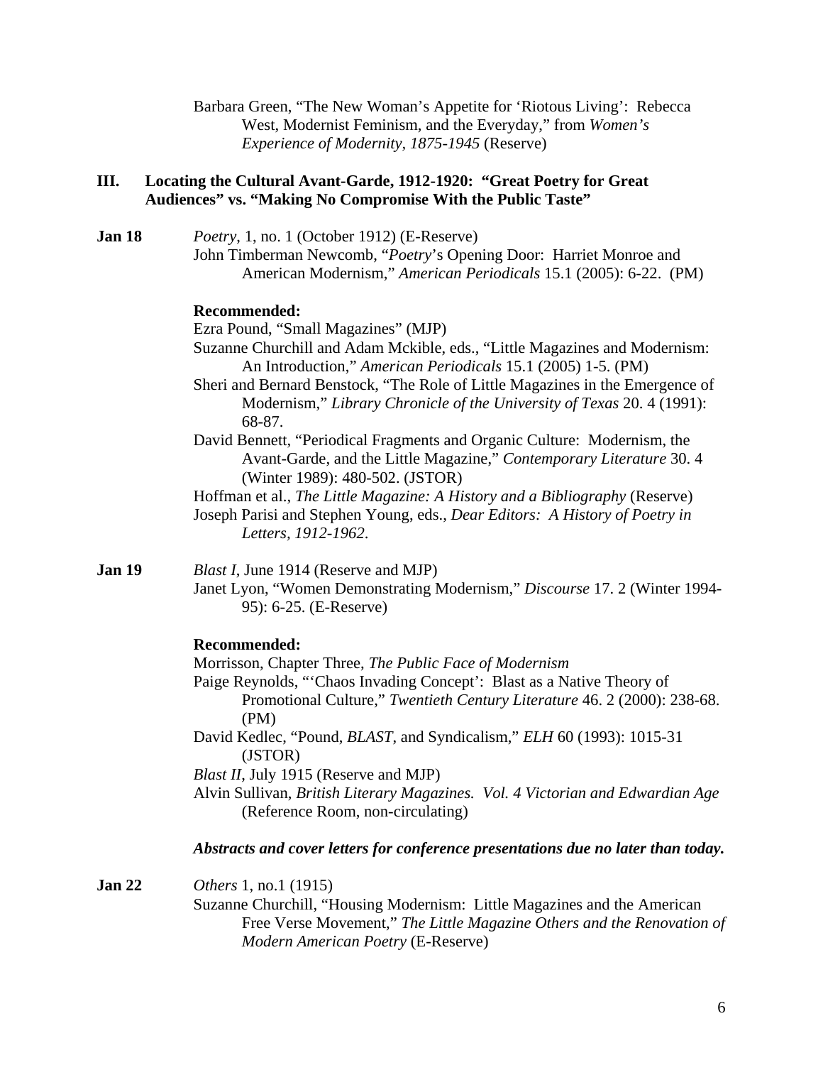Barbara Green, "The New Woman's Appetite for 'Riotous Living': Rebecca West, Modernist Feminism, and the Everyday," from *Women's Experience of Modernity, 1875-1945* (Reserve)

## III. Locating the Cultural Avant-Garde, 1912-1920: "Great Poetry for Great Audiences" vs. "Making No Compromise With the Public Taste"

**Jan 18**

*Poetry*, 1, no. 1 (October 1912) (E-Reserve)
John Timberman Newcomb, "*Poetry*'s Opening Door: Harriet Monroe and American Modernism," *American Periodicals* 15.1 (2005): 6-22. (PM)

**Recommended:**

Ezra Pound, "Small Magazines" (MJP)
Suzanne Churchill and Adam Mckible, eds., "Little Magazines and Modernism: An Introduction," *American Periodicals* 15.1 (2005) 1-5. (PM)
Sheri and Bernard Benstock, "The Role of Little Magazines in the Emergence of Modernism," *Library Chronicle of the University of Texas* 20. 4 (1991): 68-87.
David Bennett, "Periodical Fragments and Organic Culture: Modernism, the Avant-Garde, and the Little Magazine," *Contemporary Literature* 30. 4 (Winter 1989): 480-502. (JSTOR)
Hoffman et al., *The Little Magazine: A History and a Bibliography* (Reserve)
Joseph Parisi and Stephen Young, eds., *Dear Editors: A History of Poetry in Letters, 1912-1962*.

**Jan 19**

*Blast I*, June 1914 (Reserve and MJP)
Janet Lyon, "Women Demonstrating Modernism," *Discourse* 17. 2 (Winter 1994-95): 6-25. (E-Reserve)

**Recommended:**

Morrisson, Chapter Three, *The Public Face of Modernism*
Paige Reynolds, "'Chaos Invading Concept': Blast as a Native Theory of Promotional Culture," *Twentieth Century Literature* 46. 2 (2000): 238-68. (PM)
David Kedlec, "Pound, *BLAST*, and Syndicalism," *ELH* 60 (1993): 1015-31 (JSTOR)
*Blast II*, July 1915 (Reserve and MJP)
Alvin Sullivan, *British Literary Magazines. Vol. 4 Victorian and Edwardian Age* (Reference Room, non-circulating)

***Abstracts and cover letters for conference presentations due no later than today.***

**Jan 22**

*Others* 1, no.1 (1915)
Suzanne Churchill, "Housing Modernism: Little Magazines and the American Free Verse Movement," *The Little Magazine Others and the Renovation of Modern American Poetry* (E-Reserve)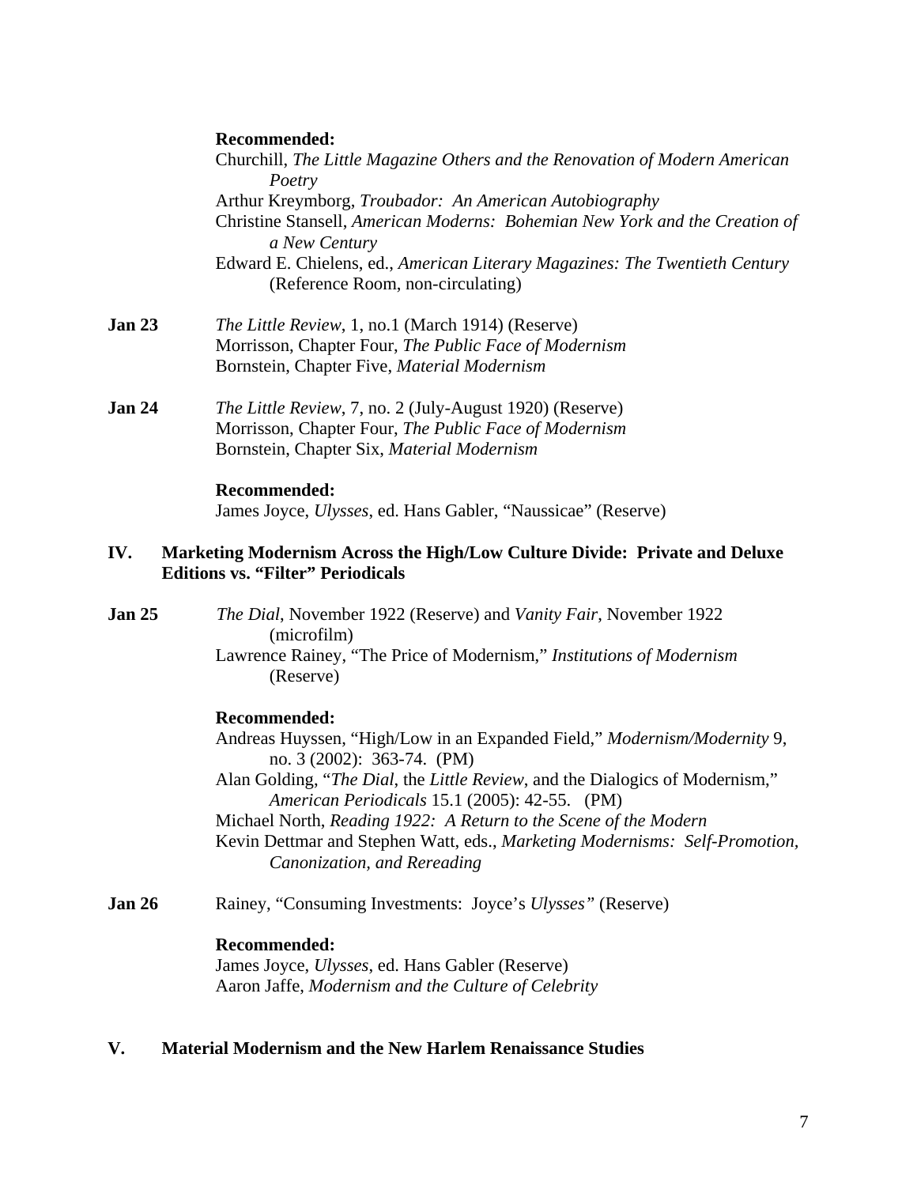**Recommended:**

Churchill, *The Little Magazine Others and the Renovation of Modern American Poetry*
Arthur Kreymborg, *Troubador: An American Autobiography*
Christine Stansell, *American Moderns: Bohemian New York and the Creation of a New Century*
Edward E. Chielens, ed., *American Literary Magazines: The Twentieth Century* (Reference Room, non-circulating)

**Jan 23** *The Little Review*, 1, no.1 (March 1914) (Reserve)
Morrisson, Chapter Four, *The Public Face of Modernism*
Bornstein, Chapter Five, *Material Modernism*

**Jan 24** *The Little Review*, 7, no. 2 (July-August 1920) (Reserve)
Morrisson, Chapter Four, *The Public Face of Modernism*
Bornstein, Chapter Six, *Material Modernism*

**Recommended:**

James Joyce, *Ulysses*, ed. Hans Gabler, "Naussicae" (Reserve)

## IV. Marketing Modernism Across the High/Low Culture Divide: Private and Deluxe Editions vs. "Filter" Periodicals

**Jan 25** *The Dial*, November 1922 (Reserve) and *Vanity Fair*, November 1922 (microfilm)
Lawrence Rainey, "The Price of Modernism," *Institutions of Modernism* (Reserve)

**Recommended:**

Andreas Huyssen, "High/Low in an Expanded Field," *Modernism/Modernity* 9, no. 3 (2002): 363-74. (PM)
Alan Golding, "*The Dial*, the *Little Review*, and the Dialogics of Modernism," *American Periodicals* 15.1 (2005): 42-55. (PM)
Michael North, *Reading 1922: A Return to the Scene of the Modern*
Kevin Dettmar and Stephen Watt, eds., *Marketing Modernisms: Self-Promotion, Canonization, and Rereading*

**Jan 26** Rainey, "Consuming Investments: Joyce's *Ulysses*" (Reserve)

**Recommended:**

James Joyce, *Ulysses*, ed. Hans Gabler (Reserve)
Aaron Jaffe, *Modernism and the Culture of Celebrity*

## V. Material Modernism and the New Harlem Renaissance Studies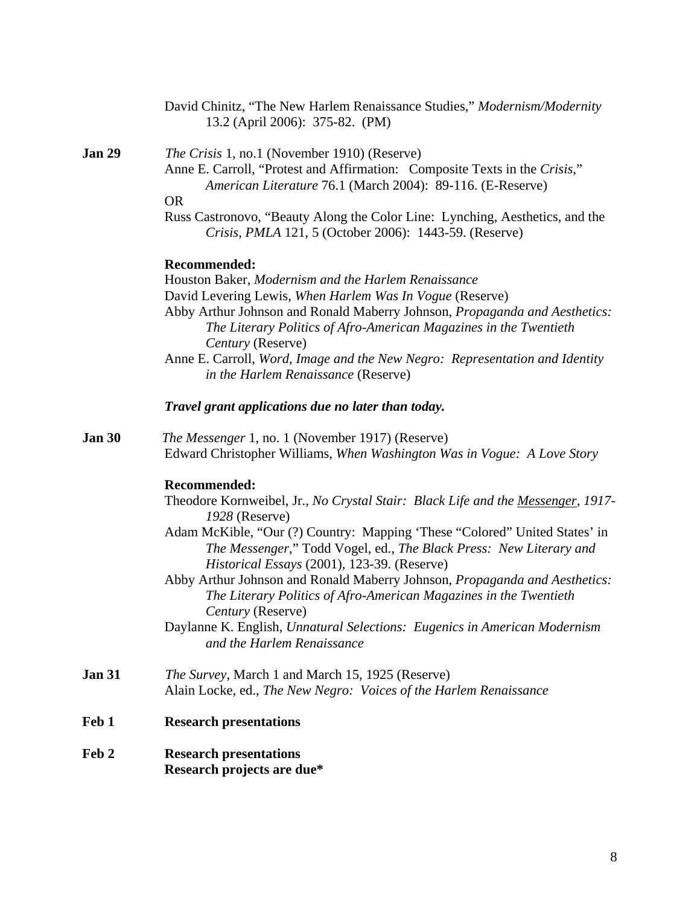David Chinitz, "The New Harlem Renaissance Studies," *Modernism/Modernity* 13.2 (April 2006): 375-82. (PM)

**Jan 29** *The Crisis* 1, no.1 (November 1910) (Reserve)

Anne E. Carroll, "Protest and Affirmation: Composite Texts in the *Crisis*," *American Literature* 76.1 (March 2004): 89-116. (E-Reserve)

OR

Russ Castronovo, "Beauty Along the Color Line: Lynching, Aesthetics, and the *Crisis*, *PMLA* 121, 5 (October 2006): 1443-59. (Reserve)

**Recommended:**

Houston Baker, *Modernism and the Harlem Renaissance*

David Levering Lewis, *When Harlem Was In Vogue* (Reserve)

Abby Arthur Johnson and Ronald Maberry Johnson, *Propaganda and Aesthetics: The Literary Politics of Afro-American Magazines in the Twentieth Century* (Reserve)

Anne E. Carroll, *Word, Image and the New Negro: Representation and Identity in the Harlem Renaissance* (Reserve)

***Travel grant applications due no later than today.***

**Jan 30** *The Messenger* 1, no. 1 (November 1917) (Reserve)

Edward Christopher Williams, *When Washington Was in Vogue: A Love Story*

**Recommended:**

Theodore Kornweibel, Jr., *No Crystal Stair: Black Life and the Messenger, 1917-1928* (Reserve)

Adam McKible, "Our (?) Country: Mapping 'These "Colored" United States' in *The Messenger*," Todd Vogel, ed., *The Black Press: New Literary and Historical Essays* (2001), 123-39. (Reserve)

Abby Arthur Johnson and Ronald Maberry Johnson, *Propaganda and Aesthetics: The Literary Politics of Afro-American Magazines in the Twentieth Century* (Reserve)

Daylanne K. English, *Unnatural Selections: Eugenics in American Modernism and the Harlem Renaissance*

**Jan 31** *The Survey*, March 1 and March 15, 1925 (Reserve)

Alain Locke, ed., *The New Negro: Voices of the Harlem Renaissance*

**Feb 1** **Research presentations**

**Feb 2** **Research presentations**

**Research projects are due***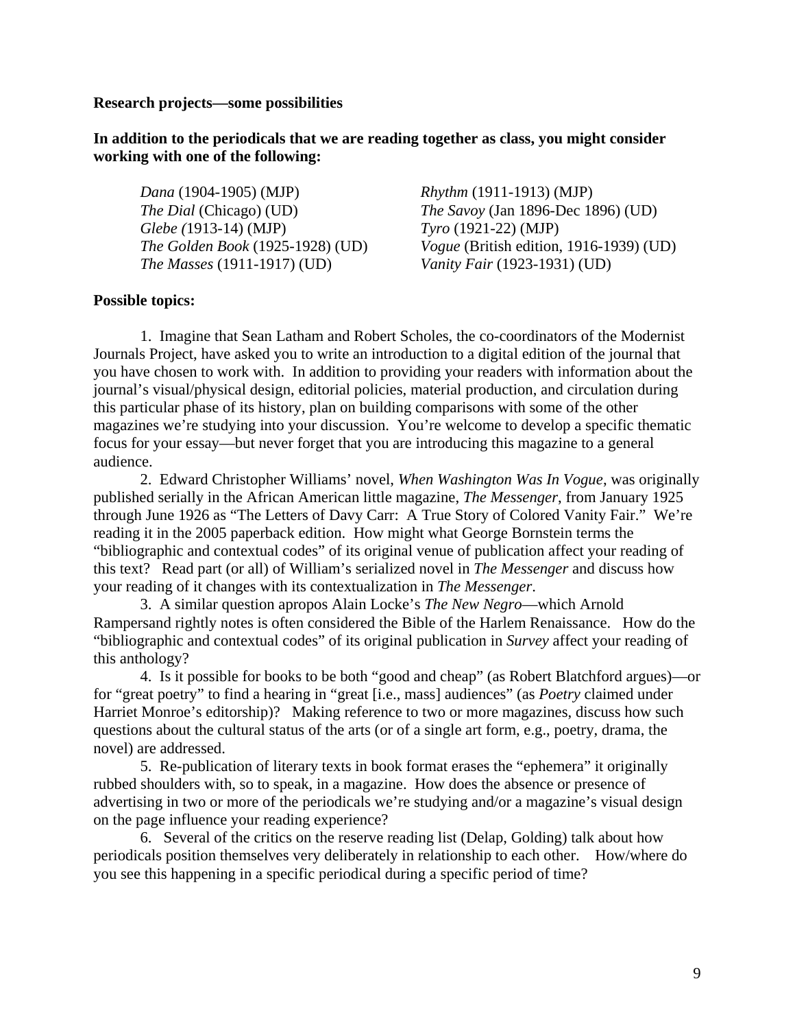**Research projects—some possibilities**

**In addition to the periodicals that we are reading together as class, you might consider working with one of the following:**

*Dana* (1904-1905) (MJP)
*The Dial* (Chicago) (UD)
*Glebe (*1913-14) (MJP)
*The Golden Book* (1925-1928) (UD)
*The Masses* (1911-1917) (UD)
*Rhythm* (1911-1913) (MJP)
*The Savoy* (Jan 1896-Dec 1896) (UD)
*Tyro* (1921-22) (MJP)
*Vogue* (British edition, 1916-1939) (UD)
*Vanity Fair* (1923-1931) (UD)

**Possible topics:**

1. Imagine that Sean Latham and Robert Scholes, the co-coordinators of the Modernist Journals Project, have asked you to write an introduction to a digital edition of the journal that you have chosen to work with. In addition to providing your readers with information about the journal's visual/physical design, editorial policies, material production, and circulation during this particular phase of its history, plan on building comparisons with some of the other magazines we're studying into your discussion. You're welcome to develop a specific thematic focus for your essay—but never forget that you are introducing this magazine to a general audience.

2. Edward Christopher Williams' novel, *When Washington Was In Vogue*, was originally published serially in the African American little magazine, *The Messenger*, from January 1925 through June 1926 as "The Letters of Davy Carr: A True Story of Colored Vanity Fair." We're reading it in the 2005 paperback edition. How might what George Bornstein terms the "bibliographic and contextual codes" of its original venue of publication affect your reading of this text? Read part (or all) of William's serialized novel in *The Messenger* and discuss how your reading of it changes with its contextualization in *The Messenger*.

3. A similar question apropos Alain Locke's *The New Negro*—which Arnold Rampersand rightly notes is often considered the Bible of the Harlem Renaissance. How do the "bibliographic and contextual codes" of its original publication in *Survey* affect your reading of this anthology?

4. Is it possible for books to be both "good and cheap" (as Robert Blatchford argues)—or for "great poetry" to find a hearing in "great [i.e., mass] audiences" (as *Poetry* claimed under Harriet Monroe's editorship)? Making reference to two or more magazines, discuss how such questions about the cultural status of the arts (or of a single art form, e.g., poetry, drama, the novel) are addressed.

5. Re-publication of literary texts in book format erases the "ephemera" it originally rubbed shoulders with, so to speak, in a magazine. How does the absence or presence of advertising in two or more of the periodicals we're studying and/or a magazine's visual design on the page influence your reading experience?

6. Several of the critics on the reserve reading list (Delap, Golding) talk about how periodicals position themselves very deliberately in relationship to each other. How/where do you see this happening in a specific periodical during a specific period of time?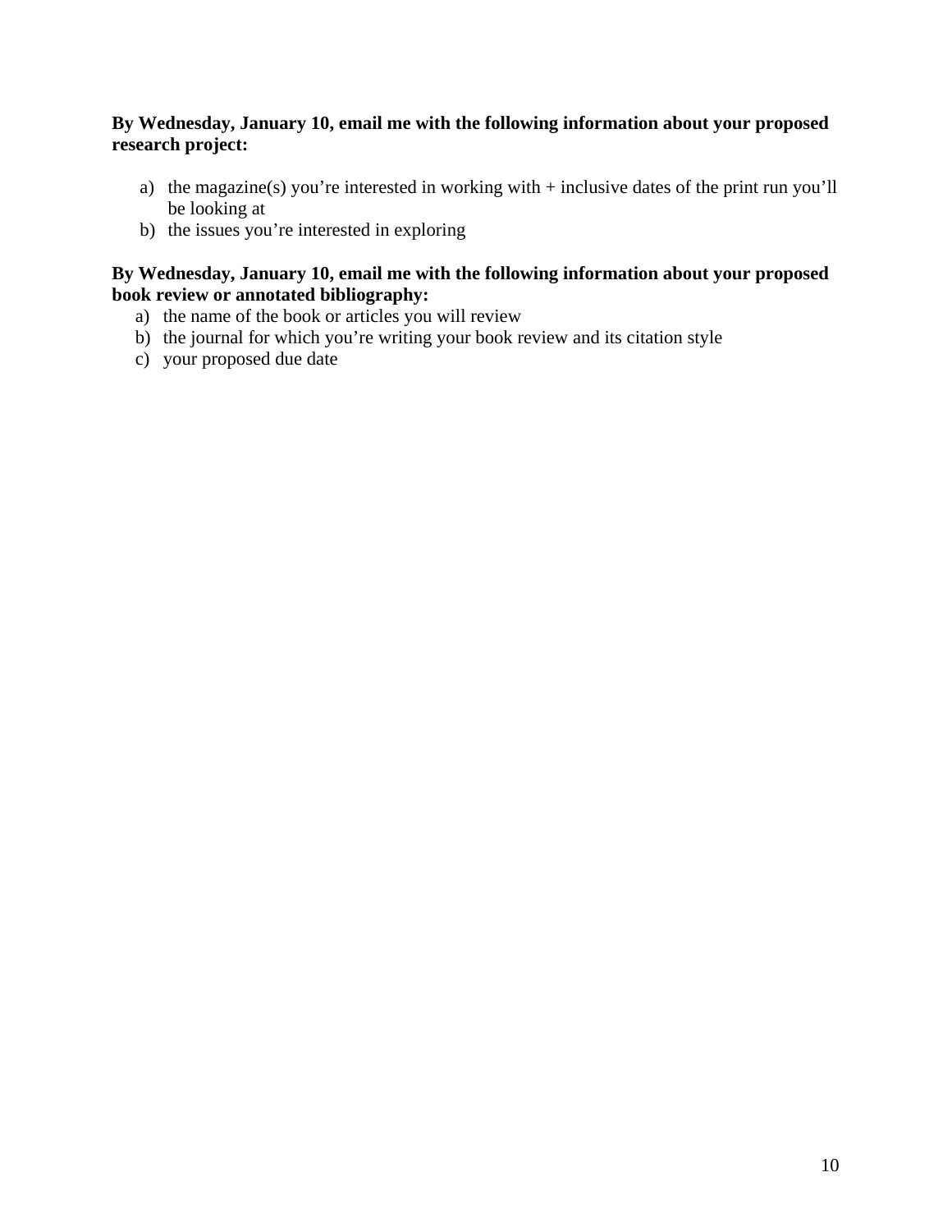**By Wednesday, January 10, email me with the following information about your proposed research project:**

a) the magazine(s) you're interested in working with + inclusive dates of the print run you'll be looking at
b) the issues you're interested in exploring

**By Wednesday, January 10, email me with the following information about your proposed book review or annotated bibliography:**

a) the name of the book or articles you will review
b) the journal for which you're writing your book review and its citation style
c) your proposed due date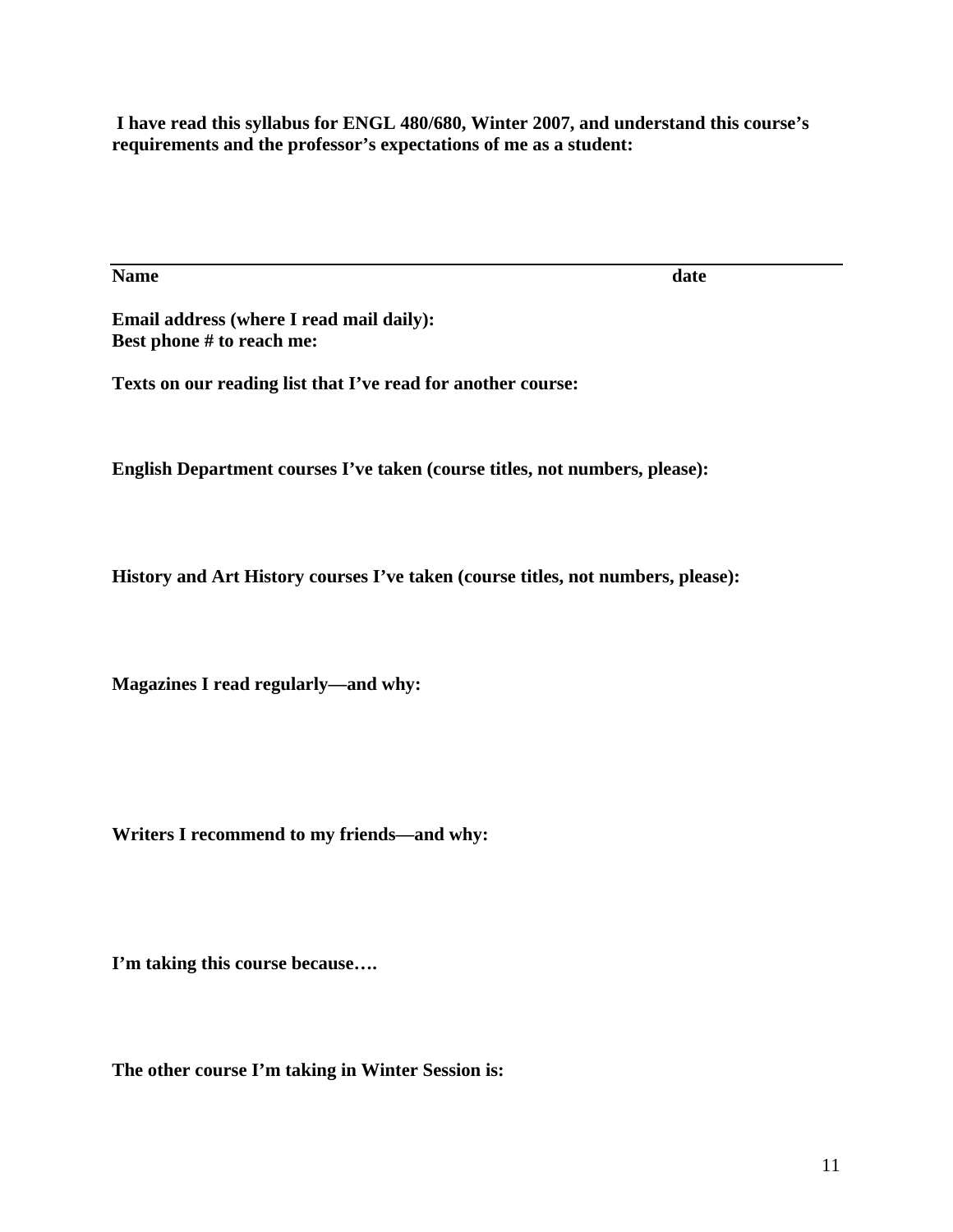**I have read this syllabus for ENGL 480/680, Winter 2007, and understand this course's requirements and the professor's expectations of me as a student:**

---

**Name** **date**

**Email address (where I read mail daily):**
**Best phone # to reach me:**

**Texts on our reading list that I've read for another course:**

**English Department courses I've taken (course titles, not numbers, please):**

**History and Art History courses I've taken (course titles, not numbers, please):**

**Magazines I read regularly—and why:**

**Writers I recommend to my friends—and why:**

**I'm taking this course because….**

**The other course I'm taking in Winter Session is:**